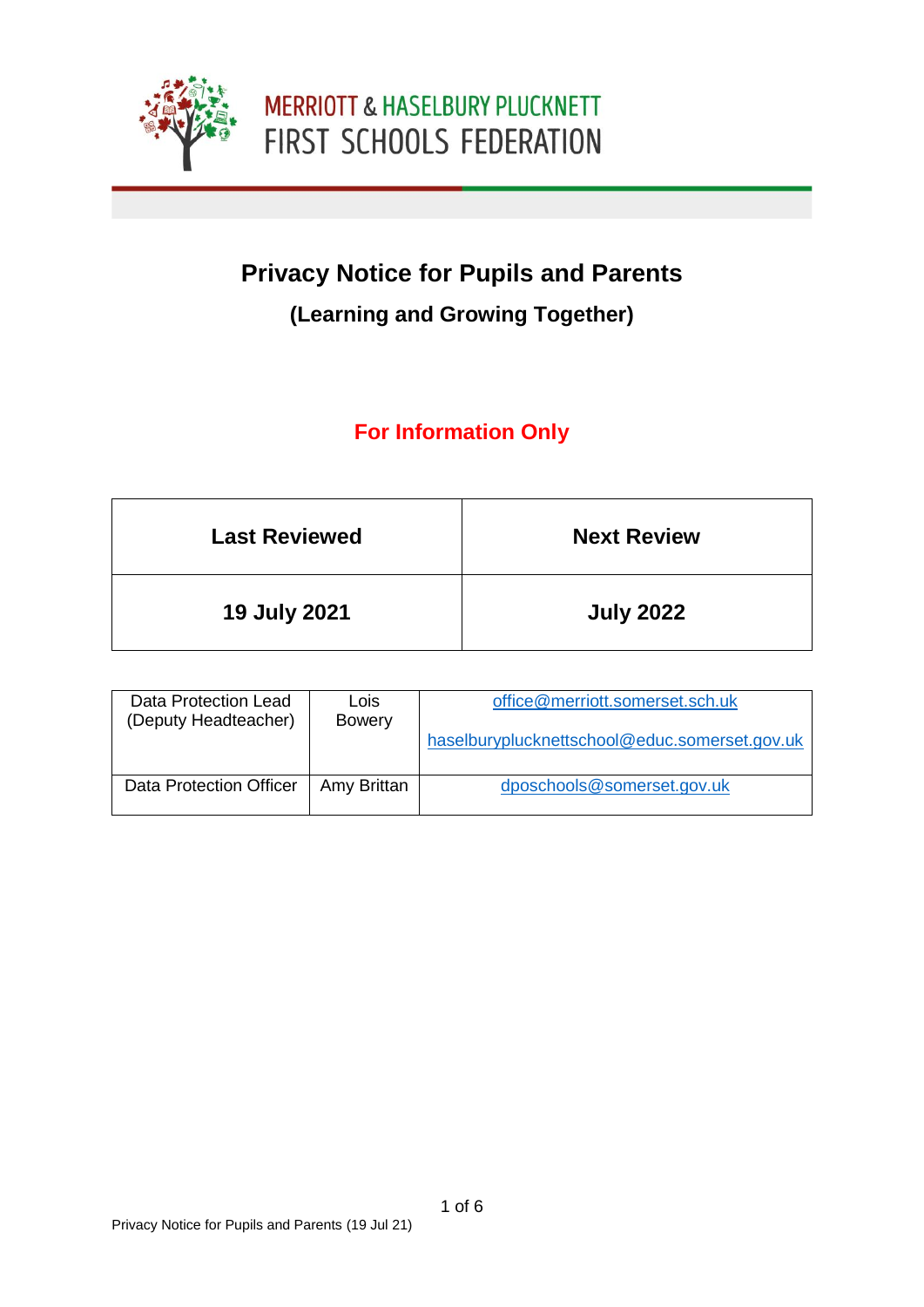MERRIOTT & HASELBURY PLUCKNETT
FIRST SCHOOLS FEDERATION

# Privacy Notice for Pupils and Parents

## (Learning and Growing Together)

**For Information Only**

| Last Reviewed | Next Review |
|---|---|
| 19 July 2021 | July 2022 |

| | | |
|---|---|---|
| Data Protection Lead (Deputy Headteacher) | Lois Bowery | office@merriott.somerset.sch.uk<br>haselburyplucknettschool@educ.somerset.gov.uk |
| Data Protection Officer | Amy Brittan | dposchools@somerset.gov.uk |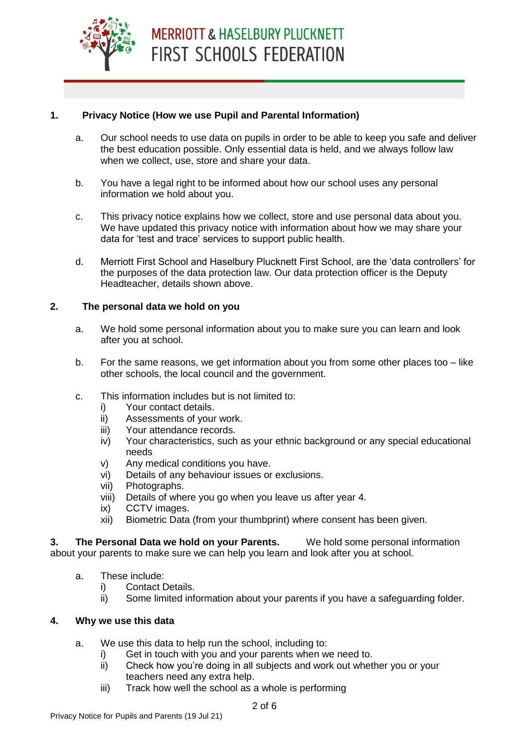## 1. Privacy Notice (How we use Pupil and Parental Information)

a. Our school needs to use data on pupils in order to be able to keep you safe and deliver the best education possible. Only essential data is held, and we always follow law when we collect, use, store and share your data.

b. You have a legal right to be informed about how our school uses any personal information we hold about you.

c. This privacy notice explains how we collect, store and use personal data about you. We have updated this privacy notice with information about how we may share your data for 'test and trace' services to support public health.

d. Merriott First School and Haselbury Plucknett First School, are the 'data controllers' for the purposes of the data protection law. Our data protection officer is the Deputy Headteacher, details shown above.

## 2. The personal data we hold on you

a. We hold some personal information about you to make sure you can learn and look after you at school.

b. For the same reasons, we get information about you from some other places too – like other schools, the local council and the government.

c. This information includes but is not limited to:

- i) Your contact details.
- ii) Assessments of your work.
- iii) Your attendance records.
- iv) Your characteristics, such as your ethnic background or any special educational needs
- v) Any medical conditions you have.
- vi) Details of any behaviour issues or exclusions.
- vii) Photographs.
- viii) Details of where you go when you leave us after year 4.
- ix) CCTV images.
- xii) Biometric Data (from your thumbprint) where consent has been given.

**3. The Personal Data we hold on your Parents.** We hold some personal information about your parents to make sure we can help you learn and look after you at school.

a. These include:

- i) Contact Details.
- ii) Some limited information about your parents if you have a safeguarding folder.

## 4. Why we use this data

a. We use this data to help run the school, including to:

- i) Get in touch with you and your parents when we need to.
- ii) Check how you're doing in all subjects and work out whether you or your teachers need any extra help.
- iii) Track how well the school as a whole is performing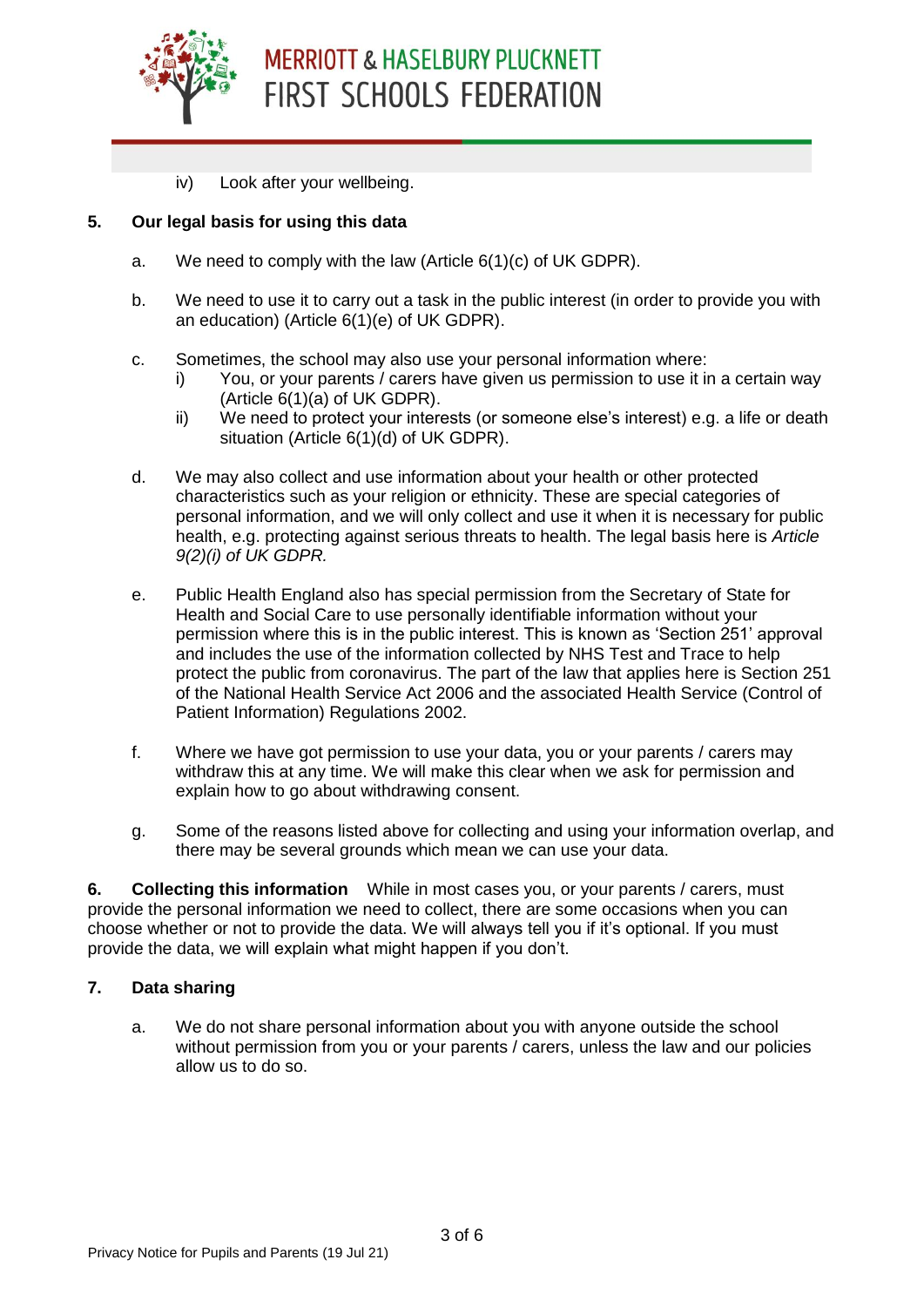iv) Look after your wellbeing.

**5. Our legal basis for using this data**

a. We need to comply with the law (Article 6(1)(c) of UK GDPR).

b. We need to use it to carry out a task in the public interest (in order to provide you with an education) (Article 6(1)(e) of UK GDPR).

c. Sometimes, the school may also use your personal information where:
   i) You, or your parents / carers have given us permission to use it in a certain way (Article 6(1)(a) of UK GDPR).
   ii) We need to protect your interests (or someone else's interest) e.g. a life or death situation (Article 6(1)(d) of UK GDPR).

d. We may also collect and use information about your health or other protected characteristics such as your religion or ethnicity. These are special categories of personal information, and we will only collect and use it when it is necessary for public health, e.g. protecting against serious threats to health. The legal basis here is *Article 9(2)(i) of UK GDPR.*

e. Public Health England also has special permission from the Secretary of State for Health and Social Care to use personally identifiable information without your permission where this is in the public interest. This is known as 'Section 251' approval and includes the use of the information collected by NHS Test and Trace to help protect the public from coronavirus. The part of the law that applies here is Section 251 of the National Health Service Act 2006 and the associated Health Service (Control of Patient Information) Regulations 2002.

f. Where we have got permission to use your data, you or your parents / carers may withdraw this at any time. We will make this clear when we ask for permission and explain how to go about withdrawing consent.

g. Some of the reasons listed above for collecting and using your information overlap, and there may be several grounds which mean we can use your data.

**6. Collecting this information** While in most cases you, or your parents / carers, must provide the personal information we need to collect, there are some occasions when you can choose whether or not to provide the data. We will always tell you if it's optional. If you must provide the data, we will explain what might happen if you don't.

**7. Data sharing**

a. We do not share personal information about you with anyone outside the school without permission from you or your parents / carers, unless the law and our policies allow us to do so.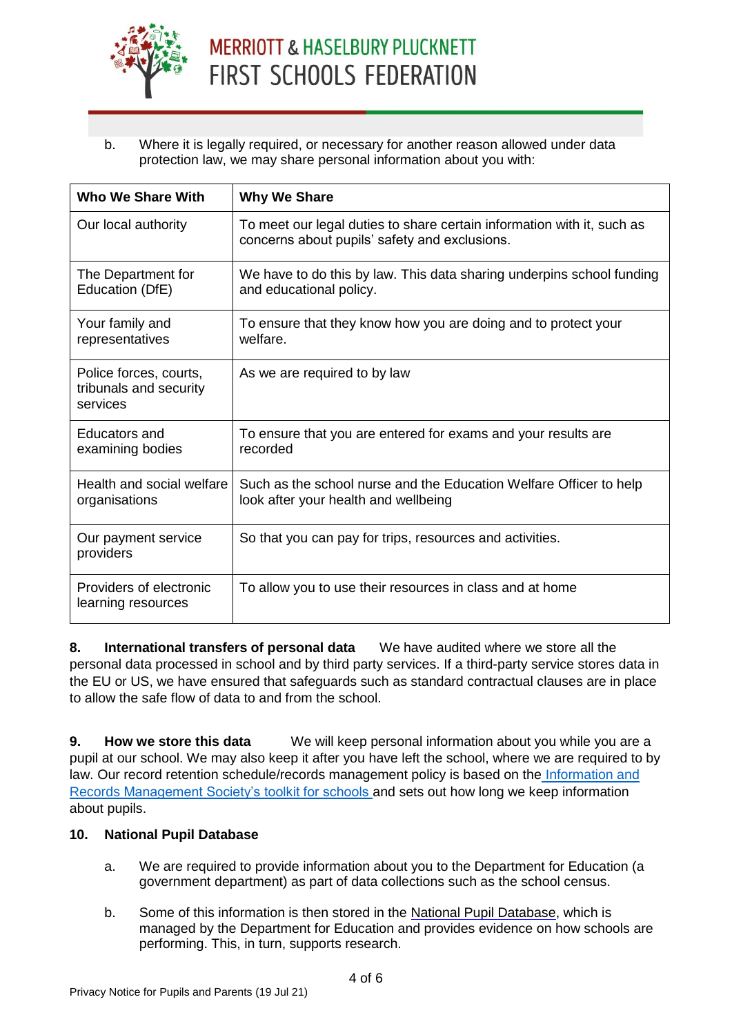b. Where it is legally required, or necessary for another reason allowed under data protection law, we may share personal information about you with:

| Who We Share With | Why We Share |
|---|---|
| Our local authority | To meet our legal duties to share certain information with it, such as concerns about pupils' safety and exclusions. |
| The Department for Education (DfE) | We have to do this by law. This data sharing underpins school funding and educational policy. |
| Your family and representatives | To ensure that they know how you are doing and to protect your welfare. |
| Police forces, courts, tribunals and security services | As we are required to by law |
| Educators and examining bodies | To ensure that you are entered for exams and your results are recorded |
| Health and social welfare organisations | Such as the school nurse and the Education Welfare Officer to help look after your health and wellbeing |
| Our payment service providers | So that you can pay for trips, resources and activities. |
| Providers of electronic learning resources | To allow you to use their resources in class and at home |

**8. International transfers of personal data** We have audited where we store all the personal data processed in school and by third party services. If a third-party service stores data in the EU or US, we have ensured that safeguards such as standard contractual clauses are in place to allow the safe flow of data to and from the school.

**9. How we store this data** We will keep personal information about you while you are a pupil at our school. We may also keep it after you have left the school, where we are required to by law. Our record retention schedule/records management policy is based on the Information and Records Management Society's toolkit for schools and sets out how long we keep information about pupils.

**10. National Pupil Database**

a. We are required to provide information about you to the Department for Education (a government department) as part of data collections such as the school census.

b. Some of this information is then stored in the National Pupil Database, which is managed by the Department for Education and provides evidence on how schools are performing. This, in turn, supports research.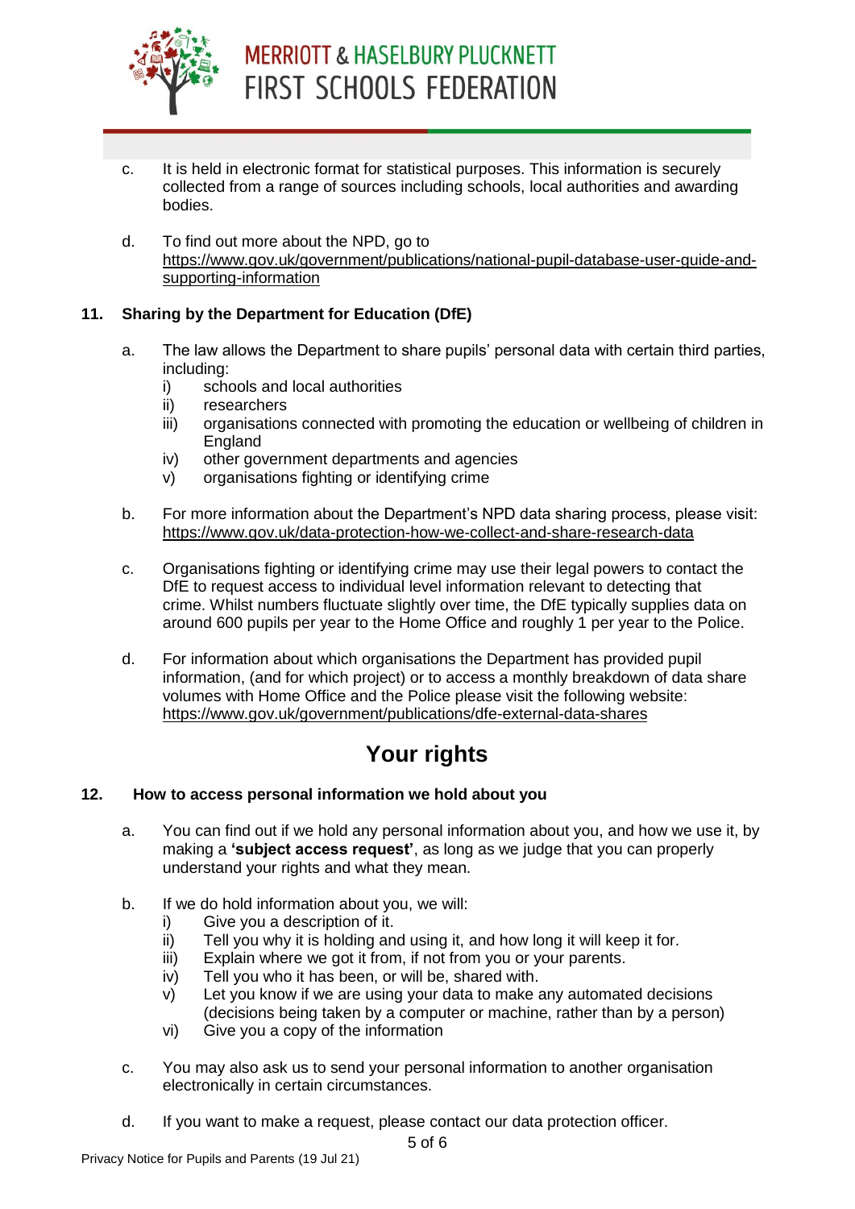c. It is held in electronic format for statistical purposes. This information is securely collected from a range of sources including schools, local authorities and awarding bodies.

d. To find out more about the NPD, go to https://www.gov.uk/government/publications/national-pupil-database-user-guide-and-supporting-information

## 11. Sharing by the Department for Education (DfE)

a. The law allows the Department to share pupils' personal data with certain third parties, including:

   i) schools and local authorities
   ii) researchers
   iii) organisations connected with promoting the education or wellbeing of children in England
   iv) other government departments and agencies
   v) organisations fighting or identifying crime

b. For more information about the Department's NPD data sharing process, please visit: https://www.gov.uk/data-protection-how-we-collect-and-share-research-data

c. Organisations fighting or identifying crime may use their legal powers to contact the DfE to request access to individual level information relevant to detecting that crime. Whilst numbers fluctuate slightly over time, the DfE typically supplies data on around 600 pupils per year to the Home Office and roughly 1 per year to the Police.

d. For information about which organisations the Department has provided pupil information, (and for which project) or to access a monthly breakdown of data share volumes with Home Office and the Police please visit the following website: https://www.gov.uk/government/publications/dfe-external-data-shares

# Your rights

## 12. How to access personal information we hold about you

a. You can find out if we hold any personal information about you, and how we use it, by making a **'subject access request'**, as long as we judge that you can properly understand your rights and what they mean.

b. If we do hold information about you, we will:

   i) Give you a description of it.
   ii) Tell you why it is holding and using it, and how long it will keep it for.
   iii) Explain where we got it from, if not from you or your parents.
   iv) Tell you who it has been, or will be, shared with.
   v) Let you know if we are using your data to make any automated decisions (decisions being taken by a computer or machine, rather than by a person)
   vi) Give you a copy of the information

c. You may also ask us to send your personal information to another organisation electronically in certain circumstances.

d. If you want to make a request, please contact our data protection officer.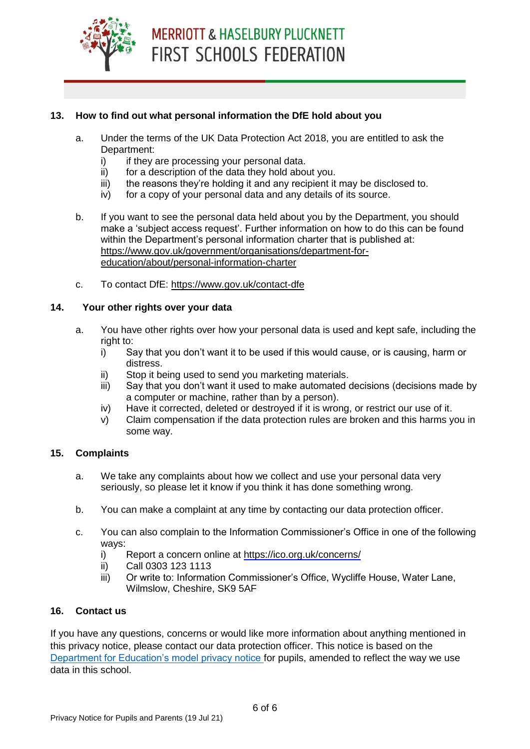## 13. How to find out what personal information the DfE hold about you

a. Under the terms of the UK Data Protection Act 2018, you are entitled to ask the Department:
   - i) if they are processing your personal data.
   - ii) for a description of the data they hold about you.
   - iii) the reasons they're holding it and any recipient it may be disclosed to.
   - iv) for a copy of your personal data and any details of its source.

b. If you want to see the personal data held about you by the Department, you should make a 'subject access request'. Further information on how to do this can be found within the Department's personal information charter that is published at: https://www.gov.uk/government/organisations/department-for-education/about/personal-information-charter

c. To contact DfE: https://www.gov.uk/contact-dfe

## 14. Your other rights over your data

a. You have other rights over how your personal data is used and kept safe, including the right to:
   - i) Say that you don't want it to be used if this would cause, or is causing, harm or distress.
   - ii) Stop it being used to send you marketing materials.
   - iii) Say that you don't want it used to make automated decisions (decisions made by a computer or machine, rather than by a person).
   - iv) Have it corrected, deleted or destroyed if it is wrong, or restrict our use of it.
   - v) Claim compensation if the data protection rules are broken and this harms you in some way.

## 15. Complaints

a. We take any complaints about how we collect and use your personal data very seriously, so please let it know if you think it has done something wrong.

b. You can make a complaint at any time by contacting our data protection officer.

c. You can also complain to the Information Commissioner's Office in one of the following ways:
   - i) Report a concern online at https://ico.org.uk/concerns/
   - ii) Call 0303 123 1113
   - iii) Or write to: Information Commissioner's Office, Wycliffe House, Water Lane, Wilmslow, Cheshire, SK9 5AF

## 16. Contact us

If you have any questions, concerns or would like more information about anything mentioned in this privacy notice, please contact our data protection officer. This notice is based on the Department for Education's model privacy notice for pupils, amended to reflect the way we use data in this school.